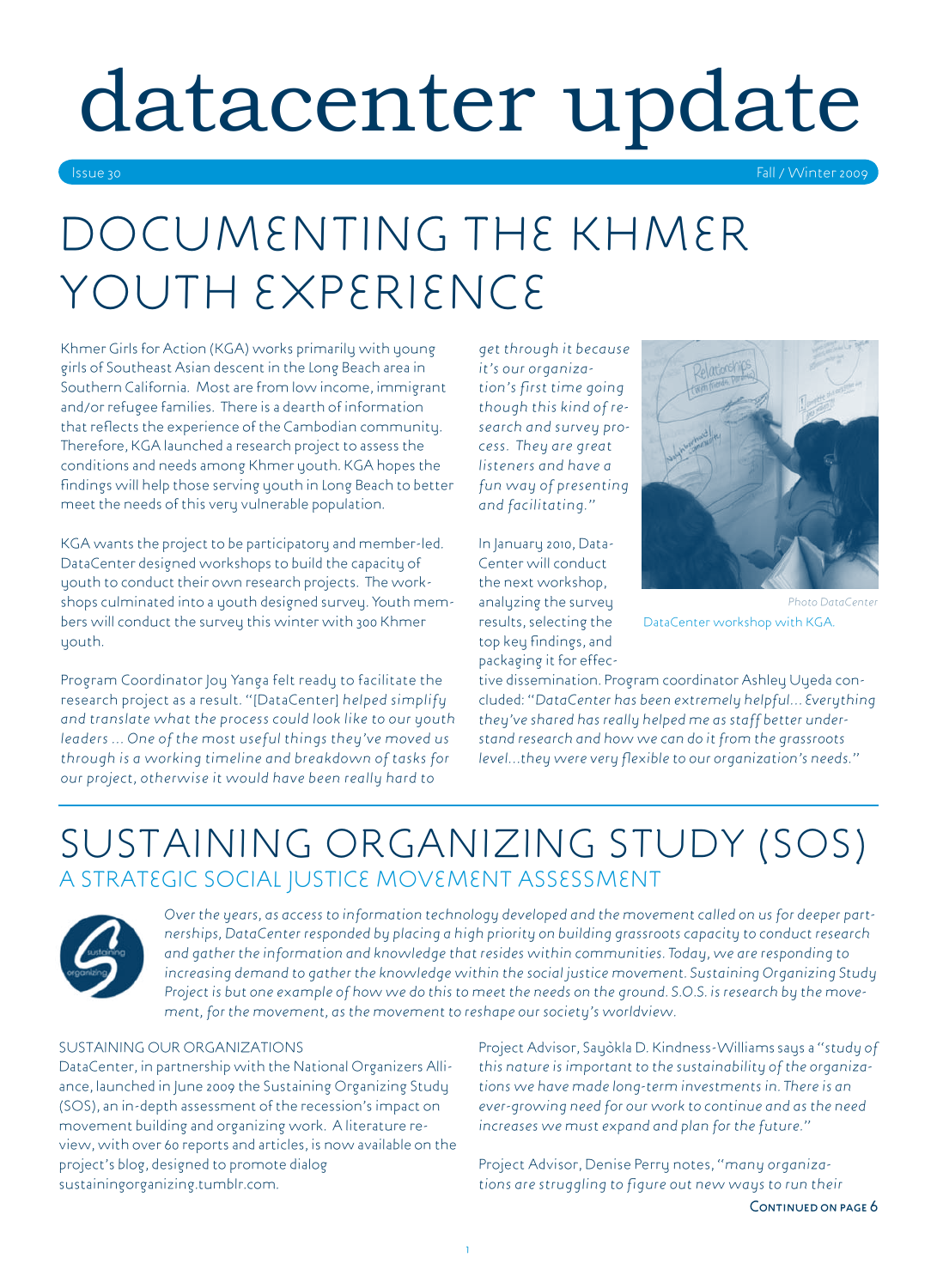# datacenter update

Issue 30 — Fall / Winter 2009

## DOCUMENTING THE KHMER YOUTH EXPERIENCE

Khmer Girls for Action (KGA) works primarily with young girls of Southeast Asian descent in the Long Beach area in Southern California. Most are from low income, immigrant and/or refugee families. There is a dearth of information that reflects the experience of the Cambodian community. Therefore, KGA launched a research project to assess the conditions and needs among Khmer youth. KGA hopes the findings will help those serving youth in Long Beach to better meet the needs of this very vulnerable population.

KGA wants the project to be participatory and member-led. DataCenter designed workshops to build the capacity of youth to conduct their own research projects. The workshops culminated into a youth designed survey. Youth members will conduct the survey this winter with 300 Khmer youth.

Program Coordinator Joy Yanga felt ready to facilitate the research project as a result. "[DataCenter] *helped simplify and translate what the process could look like to our youth leaders ... One of the most useful things they've moved us through is a working timeline and breakdown of tasks for our project, otherwise it would have been really hard to get through it because it's our organization's first time going though this kind of research and survey process. They are great listeners and have a fun way of presenting and facilitating.*"

Photo DataCenter

DataCenter workshop with KGA.

In January 2010, DataCenter will conduct the next workshop, analyzing the survey results, selecting the top key findings, and packaging it for effective dissemination. Program coordinator Ashley Uyeda concluded: "*DataCenter has been extremely helpful... Everything they've shared has really helped me as staff better understand research and how we can do it from the grassroots level...they were very flexible to our organization's needs.*"

## SUSTAINING ORGANIZING STUDY (SOS)

### A STRATEGIC SOCIAL JUSTICE MOVEMENT ASSESSMENT

*Over the years, as access to information technology developed and the movement called on us for deeper partnerships, DataCenter responded by placing a high priority on building grassroots capacity to conduct research and gather the information and knowledge that resides within communities. Today, we are responding to increasing demand to gather the knowledge within the social justice movement. Sustaining Organizing Study Project is but one example of how we do this to meet the needs on the ground. S.O.S. is research by the movement, for the movement, as the movement to reshape our society's worldview.*

#### SUSTAINING OUR ORGANIZATIONS

DataCenter, in partnership with the National Organizers Alliance, launched in June 2009 the Sustaining Organizing Study (SOS), an in-depth assessment of the recession's impact on movement building and organizing work. A literature review, with over 60 reports and articles, is now available on the project's blog, designed to promote dialog sustainingorganizing.tumblr.com.

Project Advisor, Sayòkla D. Kindness-Williams says a "*study of this nature is important to the sustainability of the organizations we have made long-term investments in. There is an ever-growing need for our work to continue and as the need increases we must expand and plan for the future.*"

Project Advisor, Denise Perry notes, "*many organizations are struggling to figure out new ways to run their*

**Continued on page 6**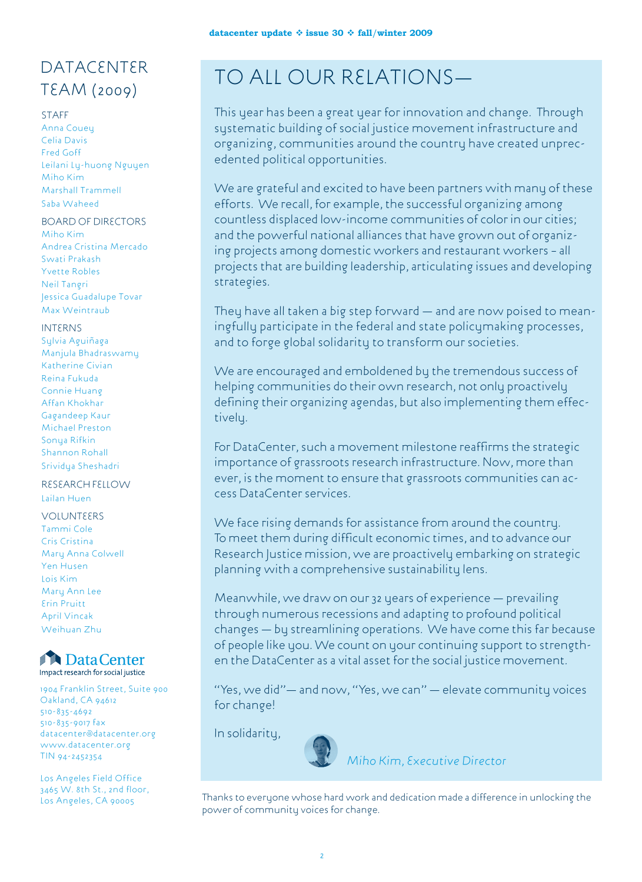# TO ALL OUR RELATIONS—

This year has been a great year for innovation and change. Through systematic building of social justice movement infrastructure and organizing, communities around the country have created unprecedented political opportunities.

We are grateful and excited to have been partners with many of these efforts. We recall, for example, the successful organizing among countless displaced low-income communities of color in our cities; and the powerful national alliances that have grown out of organizing projects among domestic workers and restaurant workers – all projects that are building leadership, articulating issues and developing strategies.

They have all taken a big step forward — and are now poised to meaningfully participate in the federal and state policymaking processes, and to forge global solidarity to transform our societies.

We are encouraged and emboldened by the tremendous success of helping communities do their own research, not only proactively defining their organizing agendas, but also implementing them effectively.

For DataCenter, such a movement milestone reaffirms the strategic importance of grassroots research infrastructure. Now, more than ever, is the moment to ensure that grassroots communities can access DataCenter services.

We face rising demands for assistance from around the country. To meet them during difficult economic times, and to advance our Research Justice mission, we are proactively embarking on strategic planning with a comprehensive sustainability lens.

Meanwhile, we draw on our 32 years of experience — prevailing through numerous recessions and adapting to profound political changes — by streamlining operations. We have come this far because of people like you. We count on your continuing support to strengthen the DataCenter as a vital asset for the social justice movement.

"Yes, we did"— and now, "Yes, we can" — elevate community voices for change!

In solidarity,

*Miho Kim, Executive Director*

Thanks to everyone whose hard work and dedication made a difference in unlocking the power of community voices for change.

## DATACENTER TEAM (2009)

**STAFF**
Anna Couey
Celia Davis
Fred Goff
Leilani Ly-huong Nguyen
Miho Kim
Marshall Trammell
Saba Waheed

**BOARD OF DIRECTORS**
Miho Kim
Andrea Cristina Mercado
Swati Prakash
Yvette Robles
Neil Tangri
Jessica Guadalupe Tovar
Max Weintraub

**INTERNS**
Sylvia Aguiñaga
Manjula Bhadraswamy
Katherine Civian
Reina Fukuda
Connie Huang
Affan Khokhar
Gagandeep Kaur
Michael Preston
Sonya Rifkin
Shannon Rohall
Srividya Sheshadri

**RESEARCH FELLOW**
Lailan Huen

**VOLUNTEERS**
Tammi Cole
Cris Cristina
Mary Anna Colwell
Yen Husen
Lois Kim
Mary Ann Lee
Erin Pruitt
April Vincak
Weihuan Zhu

**DataCenter**
Impact research for social justice

1904 Franklin Street, Suite 900
Oakland, CA 94612
510-835-4692
510-835-9017 fax
datacenter@datacenter.org
www.datacenter.org
TIN 94-2452354

Los Angeles Field Office
3465 W. 8th St., 2nd floor,
Los Angeles, CA 90005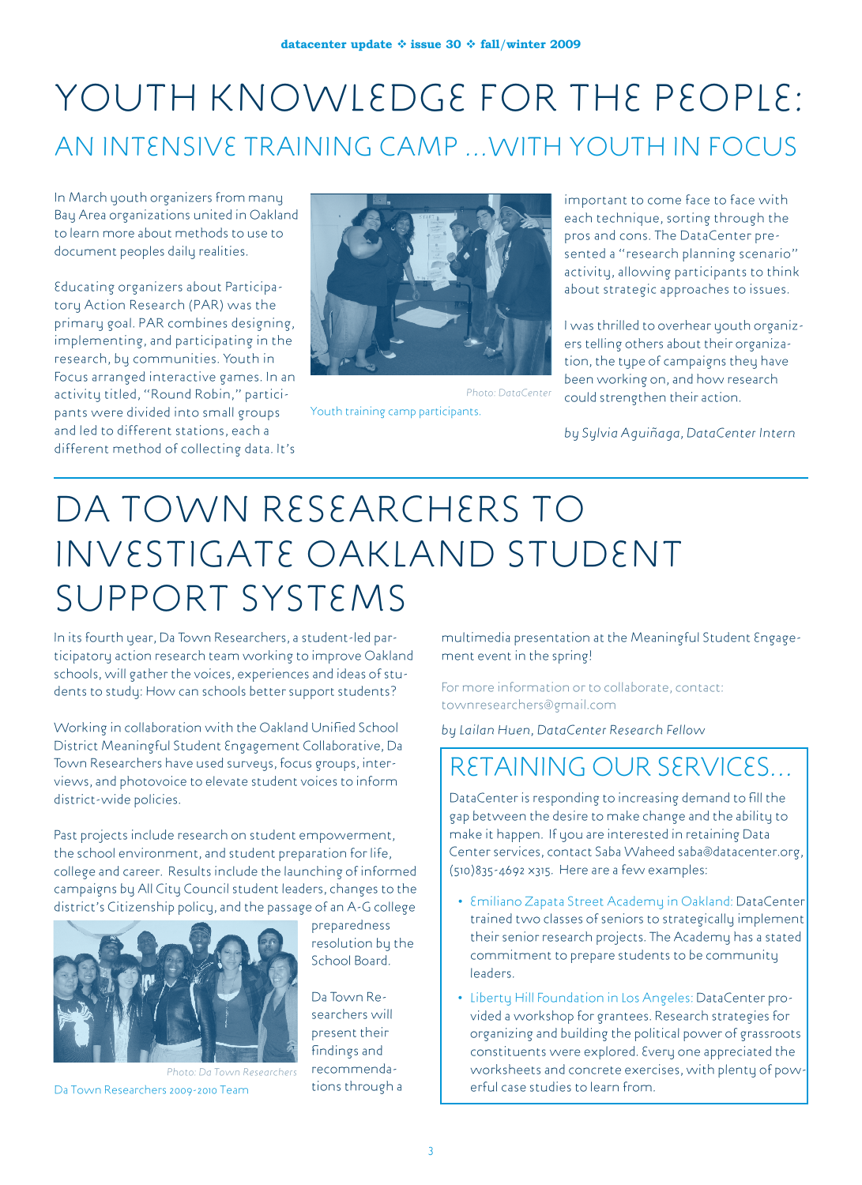# YOUTH KNOWLEDGE FOR THE PEOPLE:

## AN INTENSIVE TRAINING CAMP ...WITH YOUTH IN FOCUS

In March youth organizers from many Bay Area organizations united in Oakland to learn more about methods to use to document peoples daily realities.

Educating organizers about Participatory Action Research (PAR) was the primary goal. PAR combines designing, implementing, and participating in the research, by communities. Youth in Focus arranged interactive games. In an activity titled, "Round Robin," participants were divided into small groups and led to different stations, each a different method of collecting data. It's important to come face to face with each technique, sorting through the pros and cons. The DataCenter presented a "research planning scenario" activity, allowing participants to think about strategic approaches to issues.

*Photo: DataCenter*

Youth training camp participants.

I was thrilled to overhear youth organizers telling others about their organization, the type of campaigns they have been working on, and how research could strengthen their action.

*by Sylvia Aguiñaga, DataCenter Intern*

# DA TOWN RESEARCHERS TO INVESTIGATE OAKLAND STUDENT SUPPORT SYSTEMS

In its fourth year, Da Town Researchers, a student-led participatory action research team working to improve Oakland schools, will gather the voices, experiences and ideas of students to study: How can schools better support students?

Working in collaboration with the Oakland Unified School District Meaningful Student Engagement Collaborative, Da Town Researchers have used surveys, focus groups, interviews, and photovoice to elevate student voices to inform district-wide policies.

Past projects include research on student empowerment, the school environment, and student preparation for life, college and career. Results include the launching of informed campaigns by All City Council student leaders, changes to the district's Citizenship policy, and the passage of an A-G college preparedness resolution by the School Board.

*Photo: Da Town Researchers*

Da Town Researchers 2009-2010 Team

Da Town Researchers will present their findings and recommendations through a multimedia presentation at the Meaningful Student Engagement event in the spring!

For more information or to collaborate, contact: townresearchers@gmail.com

*by Lailan Huen, DataCenter Research Fellow*

## RETAINING OUR SERVICES...

DataCenter is responding to increasing demand to fill the gap between the desire to make change and the ability to make it happen. If you are interested in retaining Data Center services, contact Saba Waheed saba@datacenter.org, (510)835-4692 x315. Here are a few examples:

- Emiliano Zapata Street Academy in Oakland: DataCenter trained two classes of seniors to strategically implement their senior research projects. The Academy has a stated commitment to prepare students to be community leaders.
- Liberty Hill Foundation in Los Angeles: DataCenter provided a workshop for grantees. Research strategies for organizing and building the political power of grassroots constituents were explored. Every one appreciated the worksheets and concrete exercises, with plenty of powerful case studies to learn from.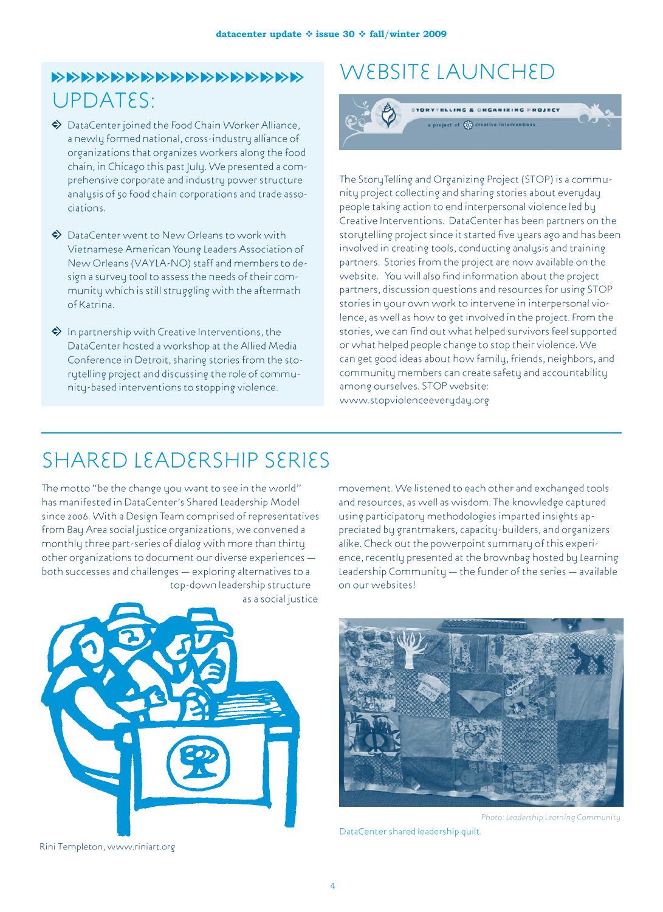## UPDATES:

- DataCenter joined the Food Chain Worker Alliance, a newly formed national, cross-industry alliance of organizations that organizes workers along the food chain, in Chicago this past July. We presented a comprehensive corporate and industry power structure analysis of 50 food chain corporations and trade associations.

- DataCenter went to New Orleans to work with Vietnamese American Young Leaders Association of New Orleans (VAYLA-NO) staff and members to design a survey tool to assess the needs of their community which is still struggling with the aftermath of Katrina.

- In partnership with Creative Interventions, the DataCenter hosted a workshop at the Allied Media Conference in Detroit, sharing stories from the storytelling project and discussing the role of community-based interventions to stopping violence.

## WEBSITE LAUNCHED

STORYTELLING & ORGANIZING PROJECT
a project of creative interventions

The StoryTelling and Organizing Project (STOP) is a community project collecting and sharing stories about everyday people taking action to end interpersonal violence led by Creative Interventions. DataCenter has been partners on the storytelling project since it started five years ago and has been involved in creating tools, conducting analysis and training partners. Stories from the project are now available on the website. You will also find information about the project partners, discussion questions and resources for using STOP stories in your own work to intervene in interpersonal violence, as well as how to get involved in the project. From the stories, we can find out what helped survivors feel supported or what helped people change to stop their violence. We can get good ideas about how family, friends, neighbors, and community members can create safety and accountability among ourselves. STOP website: www.stopviolenceeveryday.org

## SHARED LEADERSHIP SERIES

The motto "be the change you want to see in the world" has manifested in DataCenter's Shared Leadership Model since 2006. With a Design Team comprised of representatives from Bay Area social justice organizations, we convened a monthly three part-series of dialog with more than thirty other organizations to document our diverse experiences — both successes and challenges — exploring alternatives to a top-down leadership structure as a social justice movement. We listened to each other and exchanged tools and resources, as well as wisdom. The knowledge captured using participatory methodologies imparted insights appreciated by grantmakers, capacity-builders, and organizers alike. Check out the powerpoint summary of this experience, recently presented at the brownbag hosted by Learning Leadership Community — the funder of the series — available on our websites!

Rini Templeton, www.riniart.org

Photo: Leadership Learning Community

DataCenter shared leadership quilt.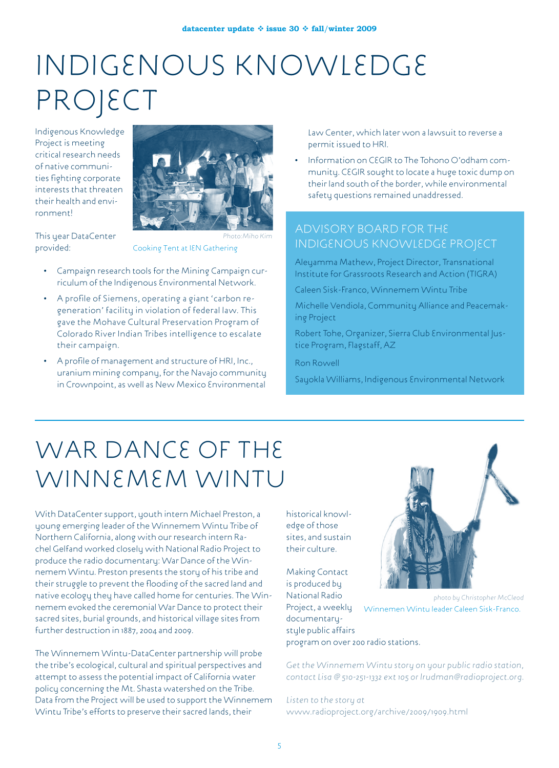# INDIGENOUS KNOWLEDGE PROJECT

Indigenous Knowledge Project is meeting critical research needs of native communities fighting corporate interests that threaten their health and environment!

Photo:Miho Kim

Cooking Tent at IEN Gathering

This year DataCenter provided:

- Campaign research tools for the Mining Campaign curriculum of the Indigenous Environmental Network.
- A profile of Siemens, operating a giant 'carbon regeneration' facility in violation of federal law. This gave the Mohave Cultural Preservation Program of Colorado River Indian Tribes intelligence to escalate their campaign.
- A profile of management and structure of HRI, Inc., uranium mining company, for the Navajo community in Crownpoint, as well as New Mexico Environmental Law Center, which later won a lawsuit to reverse a permit issued to HRI.
- Information on CEGIR to The Tohono O'odham community. CEGIR sought to locate a huge toxic dump on their land south of the border, while environmental safety questions remained unaddressed.

## ADVISORY BOARD FOR THE INDIGENOUS KNOWLEDGE PROJECT

Aleyamma Mathew, Project Director, Transnational Institute for Grassroots Research and Action (TIGRA)

Caleen Sisk-Franco, Winnemem Wintu Tribe

Michelle Vendiola, Community Alliance and Peacemaking Project

Robert Tohe, Organizer, Sierra Club Environmental Justice Program, Flagstaff, AZ

Ron Rowell

Sayokla Williams, Indigenous Environmental Network

# WAR DANCE OF THE WINNEMEM WINTU

With DataCenter support, youth intern Michael Preston, a young emerging leader of the Winnemem Wintu Tribe of Northern California, along with our research intern Rachel Gelfand worked closely with National Radio Project to produce the radio documentary: War Dance of the Winnemem Wintu. Preston presents the story of his tribe and their struggle to prevent the flooding of the sacred land and native ecology they have called home for centuries. The Winnemem evoked the ceremonial War Dance to protect their sacred sites, burial grounds, and historical village sites from further destruction in 1887, 2004 and 2009.

The Winnemem Wintu-DataCenter partnership will probe the tribe's ecological, cultural and spiritual perspectives and attempt to assess the potential impact of California water policy concerning the Mt. Shasta watershed on the Tribe. Data from the Project will be used to support the Winnemem Wintu Tribe's efforts to preserve their sacred lands, their historical knowledge of those sites, and sustain their culture.

Making Contact is produced by National Radio Project, a weekly documentary-style public affairs program on over 200 radio stations.

photo by Christopher McCleod

Winnemen Wintu leader Caleen Sisk-Franco.

*Get the Winnemem Wintu story on your public radio station, contact Lisa @ 510-251-1332 ext 105 or lrudman@radioproject.org.*

*Listen to the story at* www.radioproject.org/archive/2009/1909.html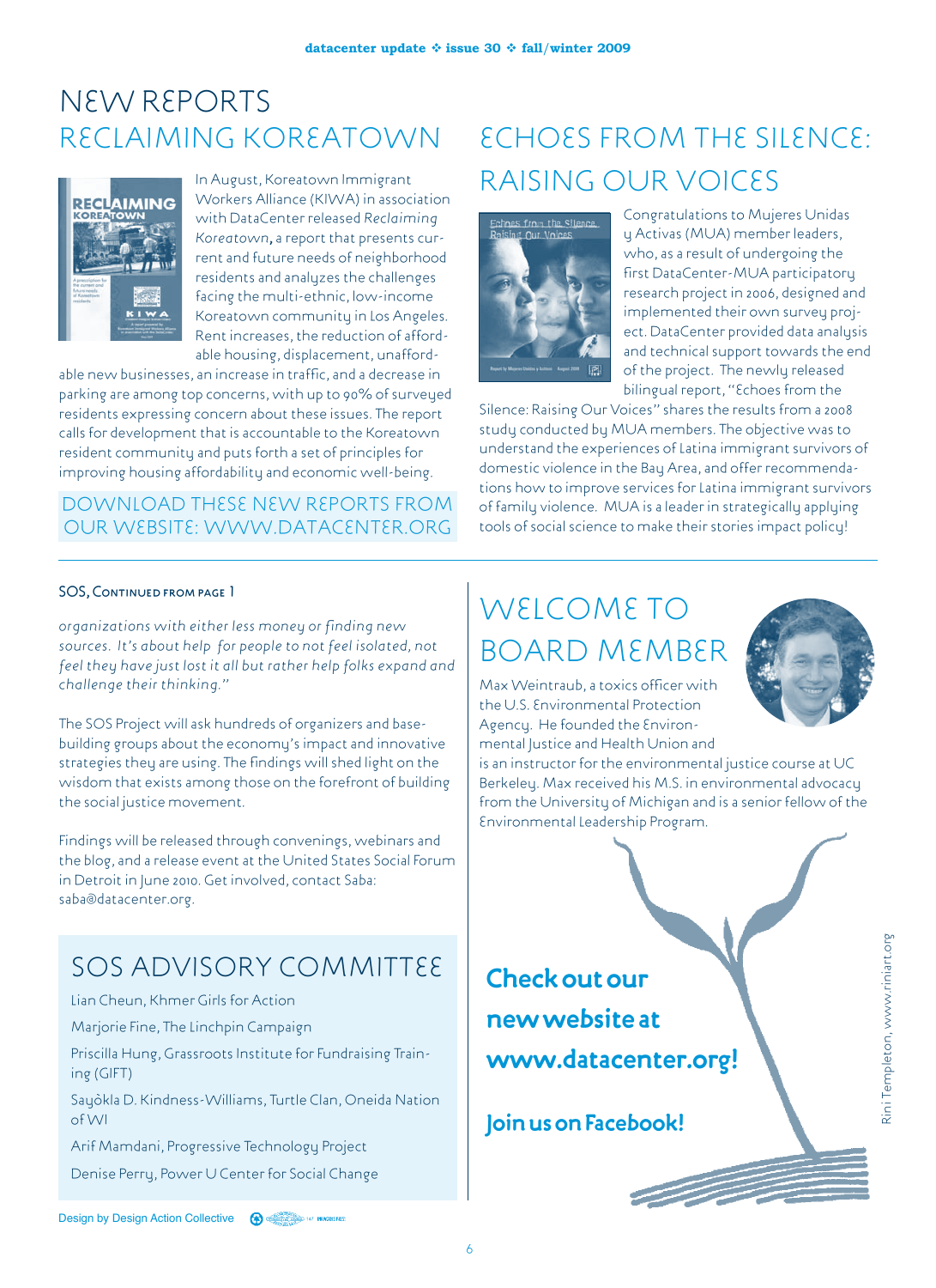# NEW REPORTS

## RECLAIMING KOREATOWN

In August, Koreatown Immigrant Workers Alliance (KIWA) in association with DataCenter released *Reclaiming Koreatown*, a report that presents current and future needs of neighborhood residents and analyzes the challenges facing the multi-ethnic, low-income Koreatown community in Los Angeles. Rent increases, the reduction of affordable housing, displacement, unaffordable new businesses, an increase in traffic, and a decrease in parking are among top concerns, with up to 90% of surveyed residents expressing concern about these issues. The report calls for development that is accountable to the Koreatown resident community and puts forth a set of principles for improving housing affordability and economic well-being.

DOWNLOAD THESE NEW REPORTS FROM OUR WEBSITE: WWW.DATACENTER.ORG

## ECHOES FROM THE SILENCE: RAISING OUR VOICES

Congratulations to Mujeres Unidas y Activas (MUA) member leaders, who, as a result of undergoing the first DataCenter-MUA participatory research project in 2006, designed and implemented their own survey project. DataCenter provided data analysis and technical support towards the end of the project. The newly released bilingual report, "Echoes from the Silence: Raising Our Voices" shares the results from a 2008 study conducted by MUA members. The objective was to understand the experiences of Latina immigrant survivors of domestic violence in the Bay Area, and offer recommendations how to improve services for Latina immigrant survivors of family violence. MUA is a leader in strategically applying tools of social science to make their stories impact policy!

### SOS, Continued from page 1

*organizations with either less money or finding new sources. It's about help for people to not feel isolated, not feel they have just lost it all but rather help folks expand and challenge their thinking."*

The SOS Project will ask hundreds of organizers and base-building groups about the economy's impact and innovative strategies they are using. The findings will shed light on the wisdom that exists among those on the forefront of building the social justice movement.

Findings will be released through convenings, webinars and the blog, and a release event at the United States Social Forum in Detroit in June 2010. Get involved, contact Saba: saba@datacenter.org.

## SOS ADVISORY COMMITTEE

Lian Cheun, Khmer Girls for Action

Marjorie Fine, The Linchpin Campaign

Priscilla Hung, Grassroots Institute for Fundraising Training (GIFT)

Sayòkla D. Kindness-Williams, Turtle Clan, Oneida Nation of WI

Arif Mamdani, Progressive Technology Project

Denise Perry, Power U Center for Social Change

## WELCOME TO BOARD MEMBER

Max Weintraub, a toxics officer with the U.S. Environmental Protection Agency. He founded the Environmental Justice and Health Union and is an instructor for the environmental justice course at UC Berkeley. Max received his M.S. in environmental advocacy from the University of Michigan and is a senior fellow of the Environmental Leadership Program.

**Check out our new website at www.datacenter.org!**

**Join us on Facebook!**

Rini Templeton, www.riniart.org

Design by Design Action Collective